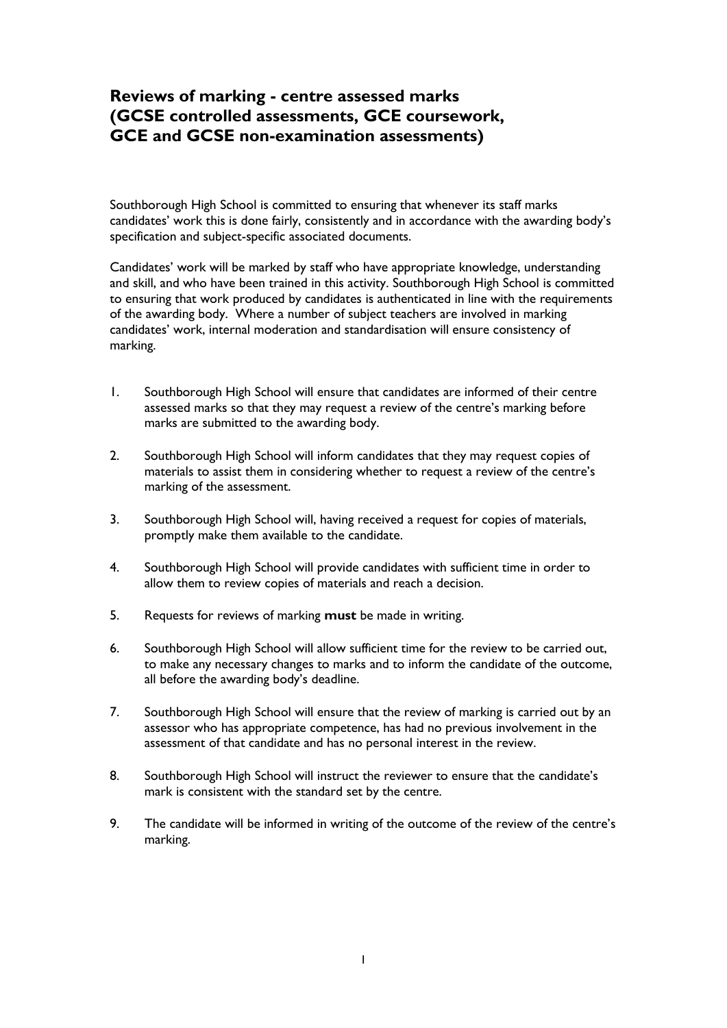# Reviews of marking - centre assessed marks (GCSE controlled assessments, GCE coursework, GCE and GCSE non-examination assessments)

Southborough High School is committed to ensuring that whenever its staff marks candidates' work this is done fairly, consistently and in accordance with the awarding body's specification and subject-specific associated documents.

Candidates' work will be marked by staff who have appropriate knowledge, understanding and skill, and who have been trained in this activity. Southborough High School is committed to ensuring that work produced by candidates is authenticated in line with the requirements of the awarding body. Where a number of subject teachers are involved in marking candidates' work, internal moderation and standardisation will ensure consistency of marking.

1. Southborough High School will ensure that candidates are informed of their centre assessed marks so that they may request a review of the centre's marking before marks are submitted to the awarding body.

2. Southborough High School will inform candidates that they may request copies of materials to assist them in considering whether to request a review of the centre's marking of the assessment.

3. Southborough High School will, having received a request for copies of materials, promptly make them available to the candidate.

4. Southborough High School will provide candidates with sufficient time in order to allow them to review copies of materials and reach a decision.

5. Requests for reviews of marking **must** be made in writing.

6. Southborough High School will allow sufficient time for the review to be carried out, to make any necessary changes to marks and to inform the candidate of the outcome, all before the awarding body's deadline.

7. Southborough High School will ensure that the review of marking is carried out by an assessor who has appropriate competence, has had no previous involvement in the assessment of that candidate and has no personal interest in the review.

8. Southborough High School will instruct the reviewer to ensure that the candidate's mark is consistent with the standard set by the centre.

9. The candidate will be informed in writing of the outcome of the review of the centre's marking.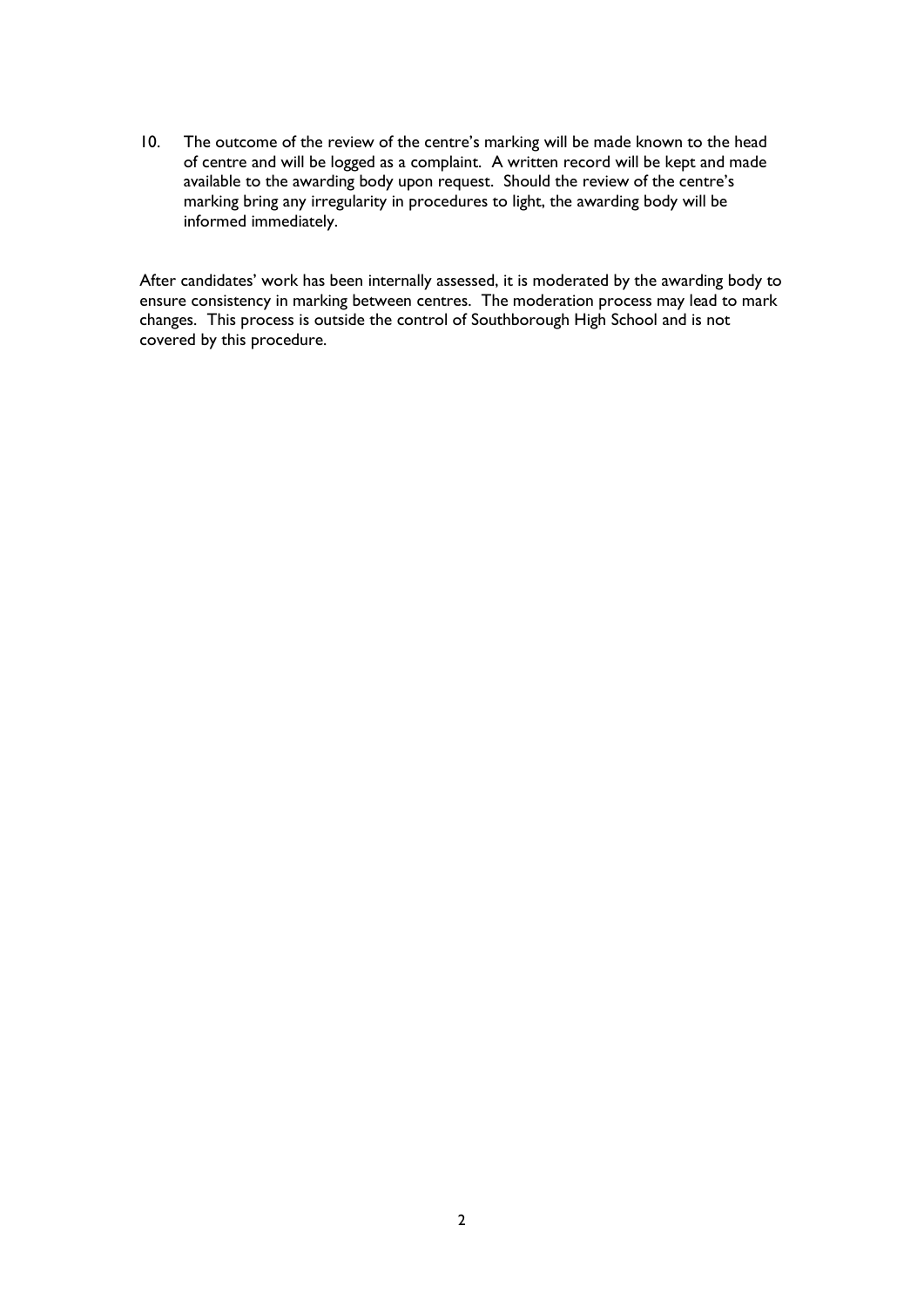10. The outcome of the review of the centre's marking will be made known to the head of centre and will be logged as a complaint. A written record will be kept and made available to the awarding body upon request. Should the review of the centre's marking bring any irregularity in procedures to light, the awarding body will be informed immediately.

After candidates' work has been internally assessed, it is moderated by the awarding body to ensure consistency in marking between centres. The moderation process may lead to mark changes. This process is outside the control of Southborough High School and is not covered by this procedure.